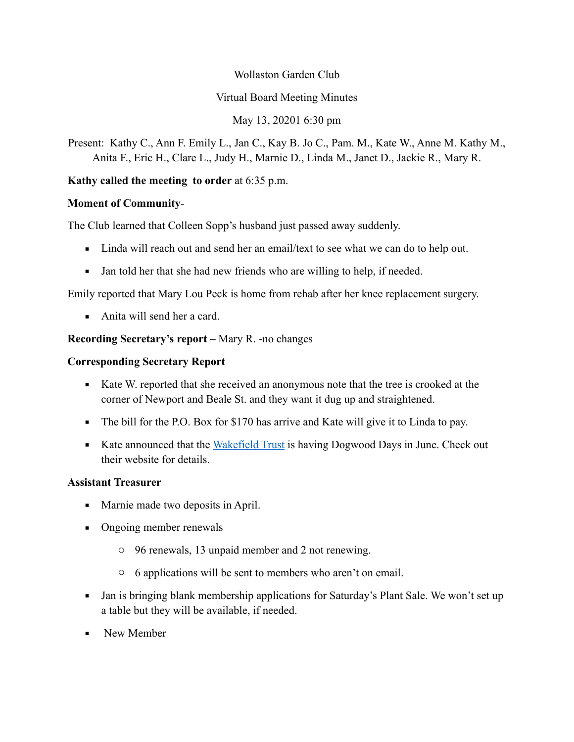Wollaston Garden Club

Virtual Board Meeting Minutes

May 13, 20201 6:30 pm

Present: Kathy C., Ann F. Emily L., Jan C., Kay B. Jo C., Pam. M., Kate W., Anne M. Kathy M., Anita F., Eric H., Clare L., Judy H., Marnie D., Linda M., Janet D., Jackie R., Mary R.

**Kathy called the meeting to order** at 6:35 p.m.

**Moment of Community**-

The Club learned that Colleen Sopp's husband just passed away suddenly.

- Linda will reach out and send her an email/text to see what we can do to help out.
- Jan told her that she had new friends who are willing to help, if needed.

Emily reported that Mary Lou Peck is home from rehab after her knee replacement surgery.

- Anita will send her a card.

**Recording Secretary's report –** Mary R. -no changes

**Corresponding Secretary Report**

- Kate W. reported that she received an anonymous note that the tree is crooked at the corner of Newport and Beale St. and they want it dug up and straightened.
- The bill for the P.O. Box for $170 has arrive and Kate will give it to Linda to pay.
- Kate announced that the Wakefield Trust is having Dogwood Days in June. Check out their website for details.

**Assistant Treasurer**

- Marnie made two deposits in April.
- Ongoing member renewals
    - 96 renewals, 13 unpaid member and 2 not renewing.
    - 6 applications will be sent to members who aren't on email.
- Jan is bringing blank membership applications for Saturday's Plant Sale. We won't set up a table but they will be available, if needed.
- New Member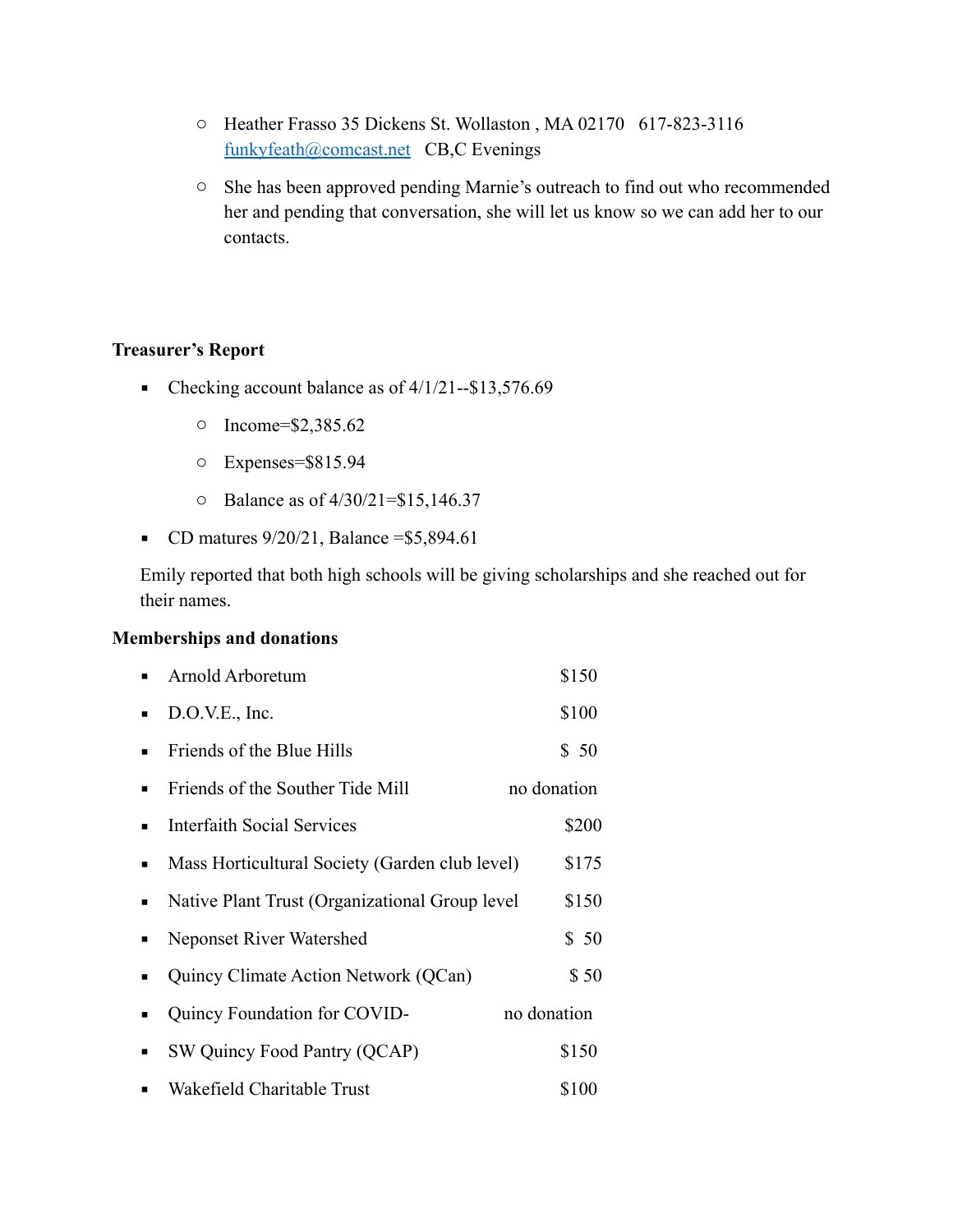- Heather Frasso 35 Dickens St. Wollaston , MA 02170   617-823-3116 funkyfeath@comcast.net   CB,C Evenings
- She has been approved pending Marnie's outreach to find out who recommended her and pending that conversation, she will let us know so we can add her to our contacts.

**Treasurer's Report**

- Checking account balance as of 4/1/21--$13,576.69
  - Income=$2,385.62
  - Expenses=$815.94
  - Balance as of 4/30/21=$15,146.37
- CD matures 9/20/21, Balance =$5,894.61

Emily reported that both high schools will be giving scholarships and she reached out for their names.

**Memberships and donations**

- Arnold Arboretum $150
- D.O.V.E., Inc. $100
- Friends of the Blue Hills $ 50
- Friends of the Souther Tide Mill no donation
- Interfaith Social Services $200
- Mass Horticultural Society (Garden club level) $175
- Native Plant Trust (Organizational Group level $150
- Neponset River Watershed $ 50
- Quincy Climate Action Network (QCan) $ 50
- Quincy Foundation for COVID- no donation
- SW Quincy Food Pantry (QCAP) $150
- Wakefield Charitable Trust $100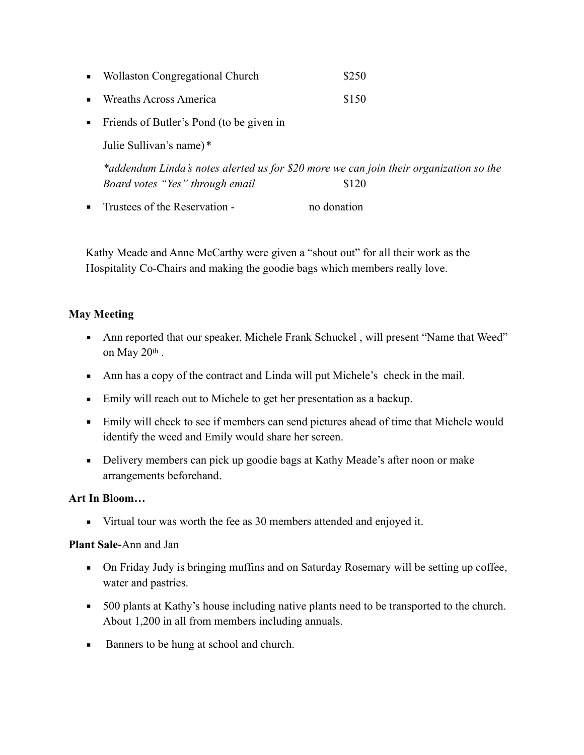- Wollaston Congregational Church $250
- Wreaths Across America $150
- Friends of Butler's Pond (to be given in Julie Sullivan's name)*

  **addendum Linda's notes alerted us for $20 more we can join their organization so the Board votes "Yes" through email* $120
- Trustees of the Reservation - no donation

Kathy Meade and Anne McCarthy were given a "shout out" for all their work as the Hospitality Co-Chairs and making the goodie bags which members really love.

**May Meeting**

- Ann reported that our speaker, Michele Frank Schuckel , will present "Name that Weed" on May 20th .
- Ann has a copy of the contract and Linda will put Michele's check in the mail.
- Emily will reach out to Michele to get her presentation as a backup.
- Emily will check to see if members can send pictures ahead of time that Michele would identify the weed and Emily would share her screen.
- Delivery members can pick up goodie bags at Kathy Meade's after noon or make arrangements beforehand.

**Art In Bloom…**

- Virtual tour was worth the fee as 30 members attended and enjoyed it.

**Plant Sale-**Ann and Jan

- On Friday Judy is bringing muffins and on Saturday Rosemary will be setting up coffee, water and pastries.
- 500 plants at Kathy's house including native plants need to be transported to the church. About 1,200 in all from members including annuals.
- Banners to be hung at school and church.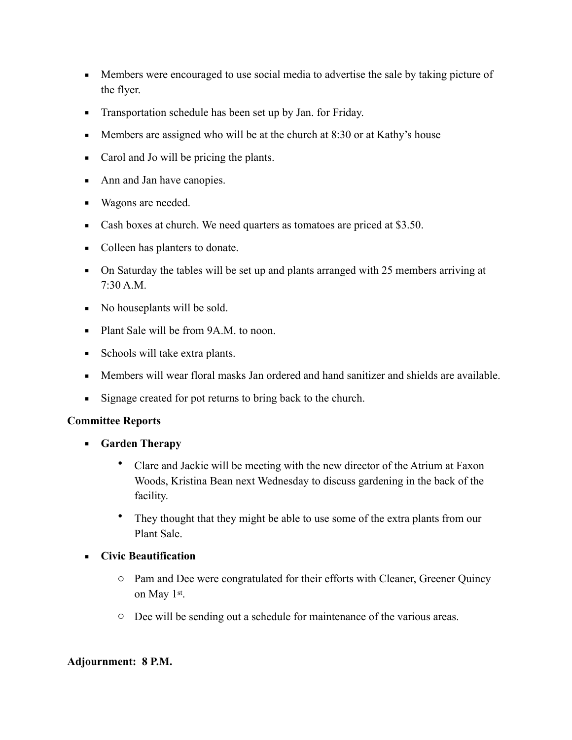- Members were encouraged to use social media to advertise the sale by taking picture of the flyer.
- Transportation schedule has been set up by Jan. for Friday.
- Members are assigned who will be at the church at 8:30 or at Kathy's house
- Carol and Jo will be pricing the plants.
- Ann and Jan have canopies.
- Wagons are needed.
- Cash boxes at church. We need quarters as tomatoes are priced at $3.50.
- Colleen has planters to donate.
- On Saturday the tables will be set up and plants arranged with 25 members arriving at 7:30 A.M.
- No houseplants will be sold.
- Plant Sale will be from 9A.M. to noon.
- Schools will take extra plants.
- Members will wear floral masks Jan ordered and hand sanitizer and shields are available.
- Signage created for pot returns to bring back to the church.

**Committee Reports**

- **Garden Therapy**
    - Clare and Jackie will be meeting with the new director of the Atrium at Faxon Woods, Kristina Bean next Wednesday to discuss gardening in the back of the facility.
    - They thought that they might be able to use some of the extra plants from our Plant Sale.
- **Civic Beautification**
    - Pam and Dee were congratulated for their efforts with Cleaner, Greener Quincy on May 1st.
    - Dee will be sending out a schedule for maintenance of the various areas.

**Adjournment: 8 P.M.**